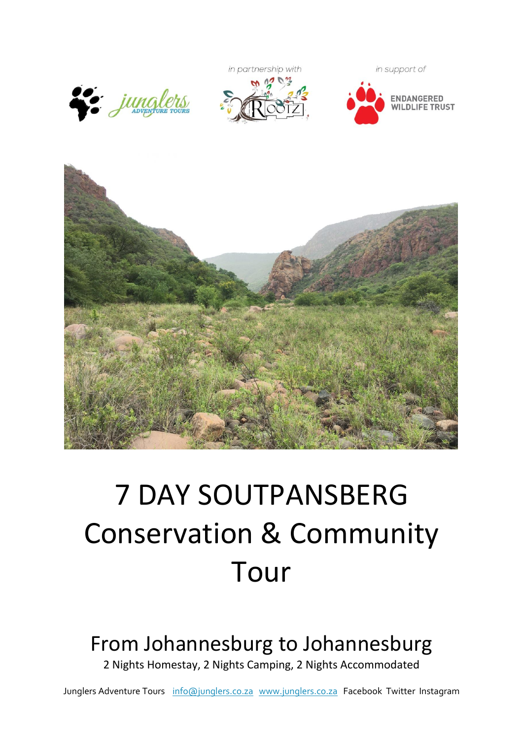in partnership with

in support of

# 7 DAY SOUTPANSBERG Conservation & Community Tour

## From Johannesburg to Johannesburg

2 Nights Homestay, 2 Nights Camping, 2 Nights Accommodated

Junglers Adventure Tours info@junglers.co.za www.junglers.co.za Facebook Twitter Instagram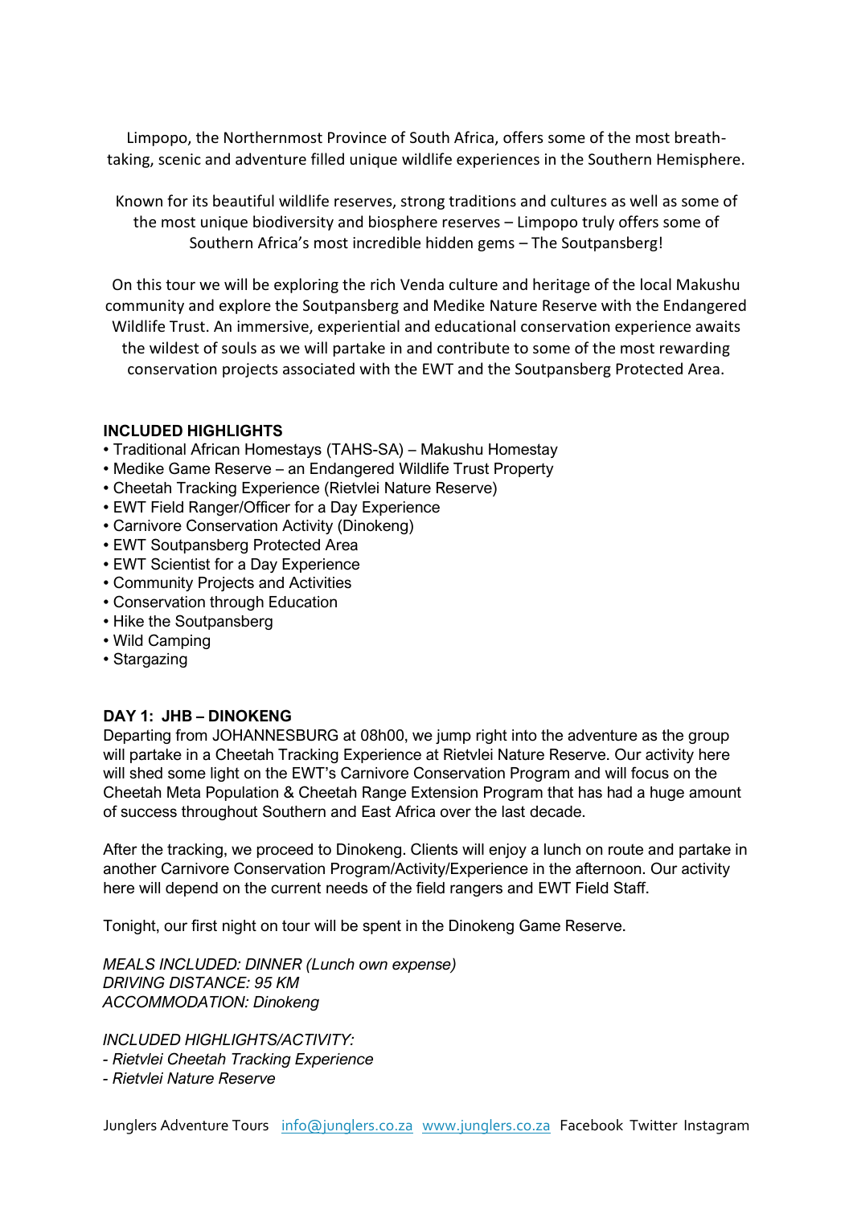Limpopo, the Northernmost Province of South Africa, offers some of the most breath-taking, scenic and adventure filled unique wildlife experiences in the Southern Hemisphere.

Known for its beautiful wildlife reserves, strong traditions and cultures as well as some of the most unique biodiversity and biosphere reserves – Limpopo truly offers some of Southern Africa's most incredible hidden gems – The Soutpansberg!

On this tour we will be exploring the rich Venda culture and heritage of the local Makushu community and explore the Soutpansberg and Medike Nature Reserve with the Endangered Wildlife Trust. An immersive, experiential and educational conservation experience awaits the wildest of souls as we will partake in and contribute to some of the most rewarding conservation projects associated with the EWT and the Soutpansberg Protected Area.

**INCLUDED HIGHLIGHTS**

- Traditional African Homestays (TAHS-SA) – Makushu Homestay
- Medike Game Reserve – an Endangered Wildlife Trust Property
- Cheetah Tracking Experience (Rietvlei Nature Reserve)
- EWT Field Ranger/Officer for a Day Experience
- Carnivore Conservation Activity (Dinokeng)
- EWT Soutpansberg Protected Area
- EWT Scientist for a Day Experience
- Community Projects and Activities
- Conservation through Education
- Hike the Soutpansberg
- Wild Camping
- Stargazing

**DAY 1: JHB – DINOKENG**

Departing from JOHANNESBURG at 08h00, we jump right into the adventure as the group will partake in a Cheetah Tracking Experience at Rietvlei Nature Reserve. Our activity here will shed some light on the EWT's Carnivore Conservation Program and will focus on the Cheetah Meta Population & Cheetah Range Extension Program that has had a huge amount of success throughout Southern and East Africa over the last decade.

After the tracking, we proceed to Dinokeng. Clients will enjoy a lunch on route and partake in another Carnivore Conservation Program/Activity/Experience in the afternoon. Our activity here will depend on the current needs of the field rangers and EWT Field Staff.

Tonight, our first night on tour will be spent in the Dinokeng Game Reserve.

*MEALS INCLUDED: DINNER (Lunch own expense)*
*DRIVING DISTANCE: 95 KM*
*ACCOMMODATION: Dinokeng*

*INCLUDED HIGHLIGHTS/ACTIVITY:*
*- Rietvlei Cheetah Tracking Experience*
*- Rietvlei Nature Reserve*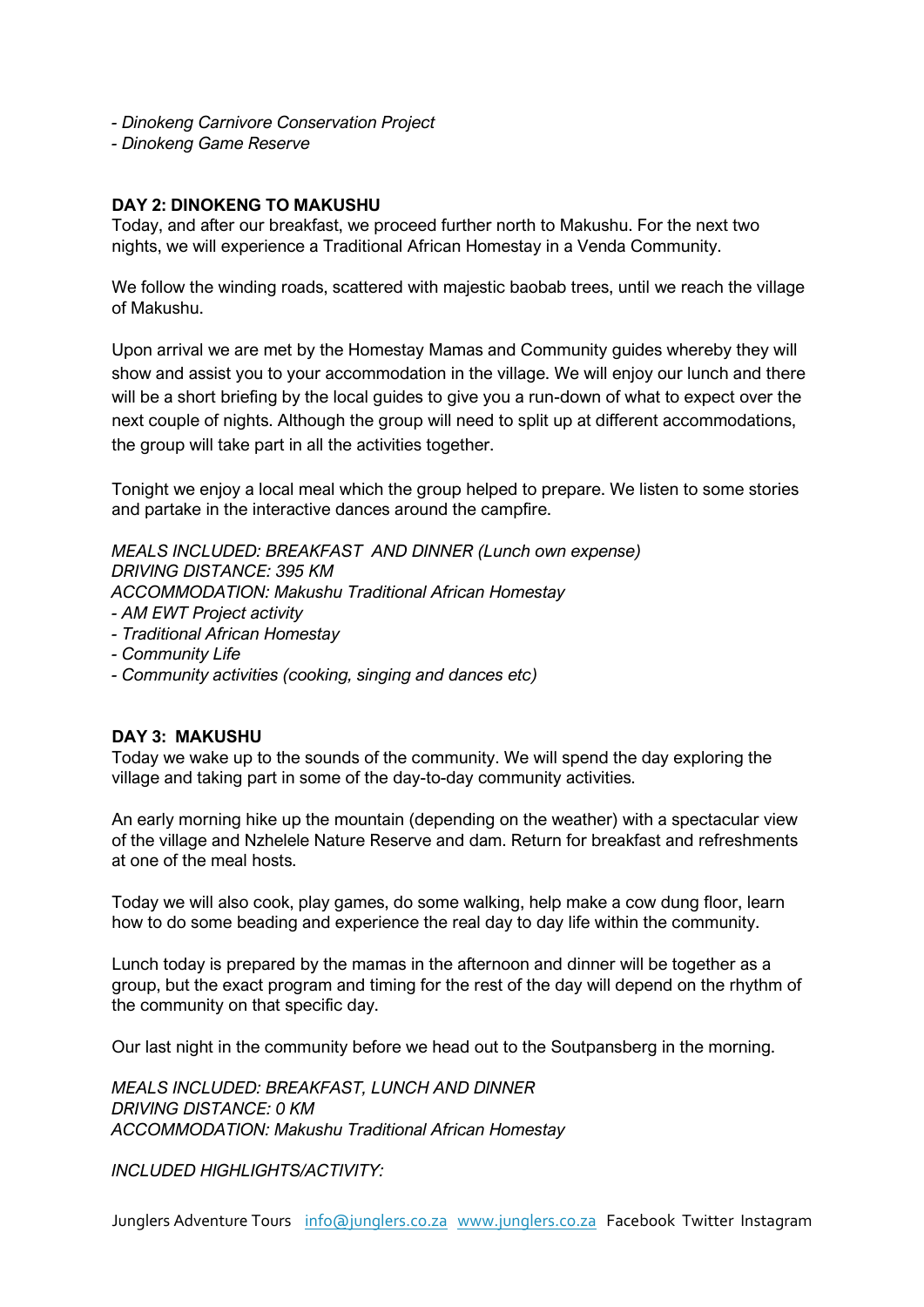*- Dinokeng Carnivore Conservation Project*
*- Dinokeng Game Reserve*

**DAY 2: DINOKENG TO MAKUSHU**

Today, and after our breakfast, we proceed further north to Makushu. For the next two nights, we will experience a Traditional African Homestay in a Venda Community.

We follow the winding roads, scattered with majestic baobab trees, until we reach the village of Makushu.

Upon arrival we are met by the Homestay Mamas and Community guides whereby they will show and assist you to your accommodation in the village. We will enjoy our lunch and there will be a short briefing by the local guides to give you a run-down of what to expect over the next couple of nights. Although the group will need to split up at different accommodations, the group will take part in all the activities together.

Tonight we enjoy a local meal which the group helped to prepare. We listen to some stories and partake in the interactive dances around the campfire.

*MEALS INCLUDED: BREAKFAST AND DINNER (Lunch own expense)*
*DRIVING DISTANCE: 395 KM*
*ACCOMMODATION: Makushu Traditional African Homestay*
*- AM EWT Project activity*
*- Traditional African Homestay*
*- Community Life*
*- Community activities (cooking, singing and dances etc)*

**DAY 3: MAKUSHU**

Today we wake up to the sounds of the community. We will spend the day exploring the village and taking part in some of the day-to-day community activities.

An early morning hike up the mountain (depending on the weather) with a spectacular view of the village and Nzhelele Nature Reserve and dam. Return for breakfast and refreshments at one of the meal hosts.

Today we will also cook, play games, do some walking, help make a cow dung floor, learn how to do some beading and experience the real day to day life within the community.

Lunch today is prepared by the mamas in the afternoon and dinner will be together as a group, but the exact program and timing for the rest of the day will depend on the rhythm of the community on that specific day.

Our last night in the community before we head out to the Soutpansberg in the morning.

*MEALS INCLUDED: BREAKFAST, LUNCH AND DINNER*
*DRIVING DISTANCE: 0 KM*
*ACCOMMODATION: Makushu Traditional African Homestay*

*INCLUDED HIGHLIGHTS/ACTIVITY:*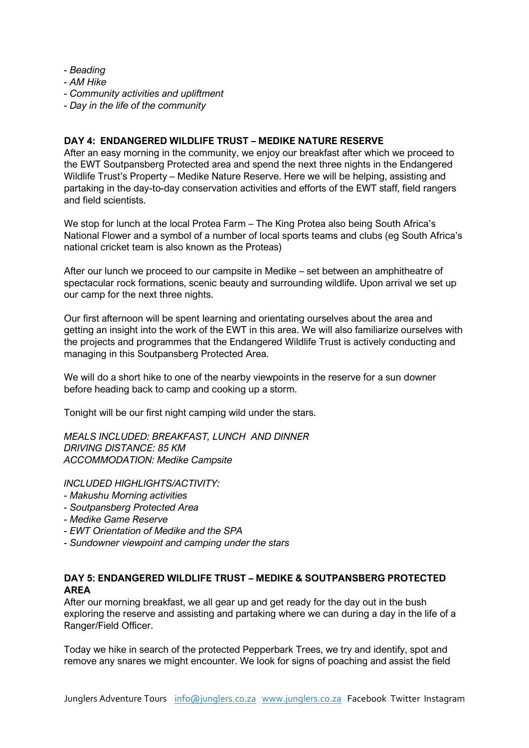- *Beading*
- *AM Hike*
- *Community activities and upliftment*
- *Day in the life of the community*

**DAY 4: ENDANGERED WILDLIFE TRUST – MEDIKE NATURE RESERVE**

After an easy morning in the community, we enjoy our breakfast after which we proceed to the EWT Soutpansberg Protected area and spend the next three nights in the Endangered Wildlife Trust's Property – Medike Nature Reserve. Here we will be helping, assisting and partaking in the day-to-day conservation activities and efforts of the EWT staff, field rangers and field scientists.

We stop for lunch at the local Protea Farm – The King Protea also being South Africa's National Flower and a symbol of a number of local sports teams and clubs (eg South Africa's national cricket team is also known as the Proteas)

After our lunch we proceed to our campsite in Medike – set between an amphitheatre of spectacular rock formations, scenic beauty and surrounding wildlife. Upon arrival we set up our camp for the next three nights.

Our first afternoon will be spent learning and orientating ourselves about the area and getting an insight into the work of the EWT in this area. We will also familiarize ourselves with the projects and programmes that the Endangered Wildlife Trust is actively conducting and managing in this Soutpansberg Protected Area.

We will do a short hike to one of the nearby viewpoints in the reserve for a sun downer before heading back to camp and cooking up a storm.

Tonight will be our first night camping wild under the stars.

*MEALS INCLUDED: BREAKFAST, LUNCH AND DINNER*
*DRIVING DISTANCE: 85 KM*
*ACCOMMODATION: Medike Campsite*

*INCLUDED HIGHLIGHTS/ACTIVITY:*
- *Makushu Morning activities*
- *Soutpansberg Protected Area*
- *Medike Game Reserve*
- *EWT Orientation of Medike and the SPA*
- *Sundowner viewpoint and camping under the stars*

**DAY 5: ENDANGERED WILDLIFE TRUST – MEDIKE & SOUTPANSBERG PROTECTED AREA**

After our morning breakfast, we all gear up and get ready for the day out in the bush exploring the reserve and assisting and partaking where we can during a day in the life of a Ranger/Field Officer.

Today we hike in search of the protected Pepperbark Trees, we try and identify, spot and remove any snares we might encounter. We look for signs of poaching and assist the field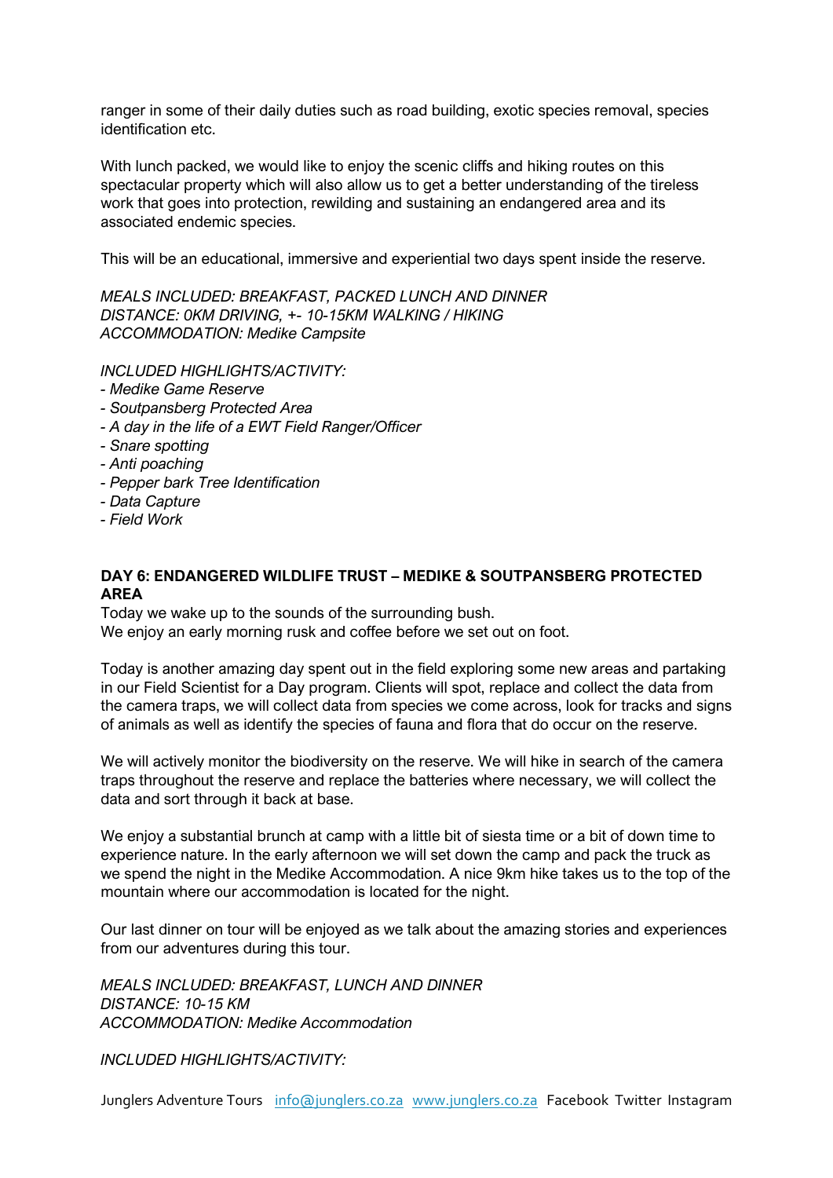ranger in some of their daily duties such as road building, exotic species removal, species identification etc.

With lunch packed, we would like to enjoy the scenic cliffs and hiking routes on this spectacular property which will also allow us to get a better understanding of the tireless work that goes into protection, rewilding and sustaining an endangered area and its associated endemic species.

This will be an educational, immersive and experiential two days spent inside the reserve.

*MEALS INCLUDED: BREAKFAST, PACKED LUNCH AND DINNER*
*DISTANCE: 0KM DRIVING, +- 10-15KM WALKING / HIKING*
*ACCOMMODATION: Medike Campsite*

*INCLUDED HIGHLIGHTS/ACTIVITY:*
- *Medike Game Reserve*
- *Soutpansberg Protected Area*
- *A day in the life of a EWT Field Ranger/Officer*
- *Snare spotting*
- *Anti poaching*
- *Pepper bark Tree Identification*
- *Data Capture*
- *Field Work*

**DAY 6: ENDANGERED WILDLIFE TRUST – MEDIKE & SOUTPANSBERG PROTECTED AREA**

Today we wake up to the sounds of the surrounding bush.
We enjoy an early morning rusk and coffee before we set out on foot.

Today is another amazing day spent out in the field exploring some new areas and partaking in our Field Scientist for a Day program. Clients will spot, replace and collect the data from the camera traps, we will collect data from species we come across, look for tracks and signs of animals as well as identify the species of fauna and flora that do occur on the reserve.

We will actively monitor the biodiversity on the reserve. We will hike in search of the camera traps throughout the reserve and replace the batteries where necessary, we will collect the data and sort through it back at base.

We enjoy a substantial brunch at camp with a little bit of siesta time or a bit of down time to experience nature. In the early afternoon we will set down the camp and pack the truck as we spend the night in the Medike Accommodation. A nice 9km hike takes us to the top of the mountain where our accommodation is located for the night.

Our last dinner on tour will be enjoyed as we talk about the amazing stories and experiences from our adventures during this tour.

*MEALS INCLUDED: BREAKFAST, LUNCH AND DINNER*
*DISTANCE: 10-15 KM*
*ACCOMMODATION: Medike Accommodation*

*INCLUDED HIGHLIGHTS/ACTIVITY:*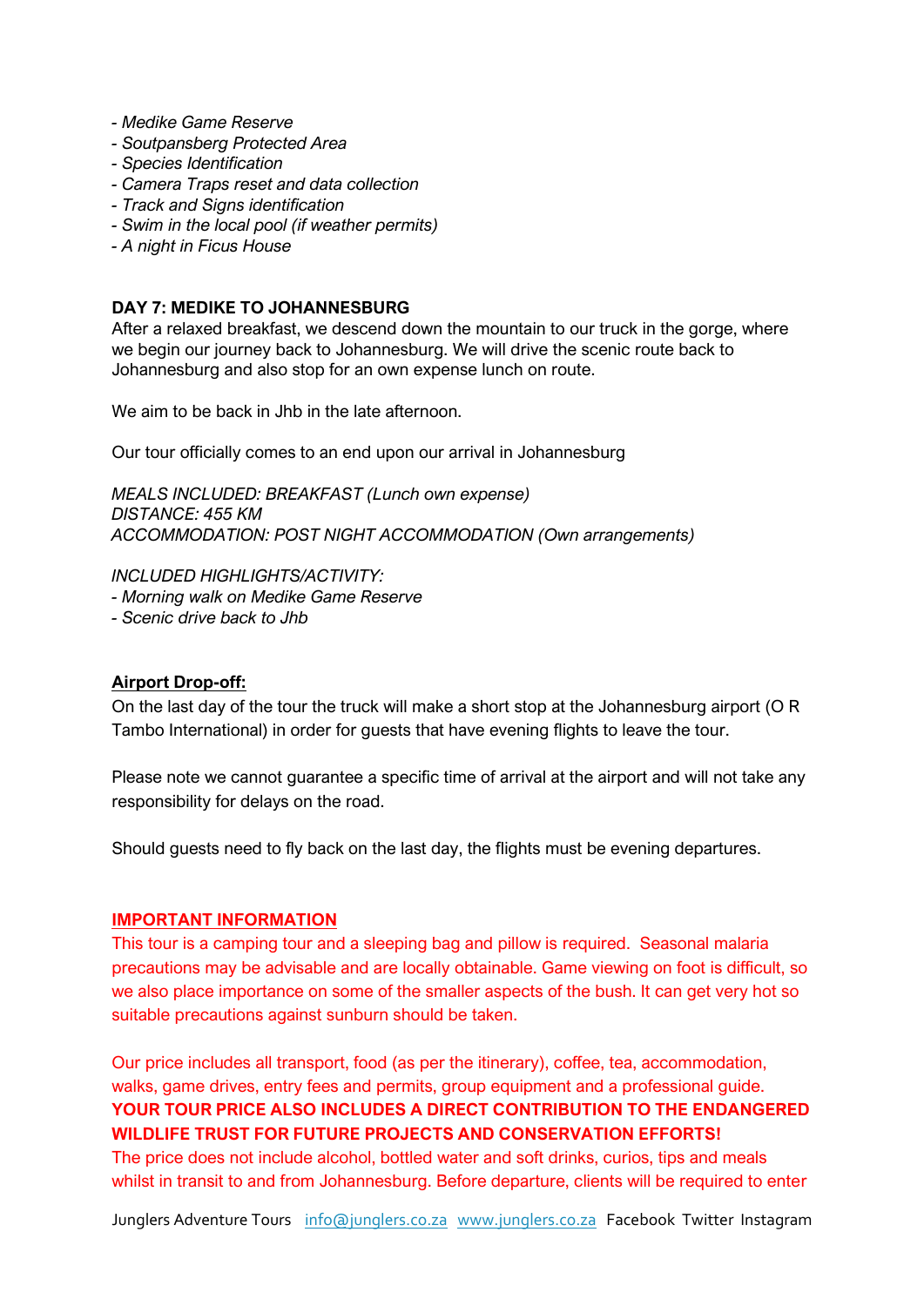- *Medike Game Reserve*
- *Soutpansberg Protected Area*
- *Species Identification*
- *Camera Traps reset and data collection*
- *Track and Signs identification*
- *Swim in the local pool (if weather permits)*
- *A night in Ficus House*

**DAY 7: MEDIKE TO JOHANNESBURG**

After a relaxed breakfast, we descend down the mountain to our truck in the gorge, where we begin our journey back to Johannesburg. We will drive the scenic route back to Johannesburg and also stop for an own expense lunch on route.

We aim to be back in Jhb in the late afternoon.

Our tour officially comes to an end upon our arrival in Johannesburg

*MEALS INCLUDED: BREAKFAST (Lunch own expense)*
*DISTANCE: 455 KM*
*ACCOMMODATION: POST NIGHT ACCOMMODATION (Own arrangements)*

*INCLUDED HIGHLIGHTS/ACTIVITY:*
- *Morning walk on Medike Game Reserve*
- *Scenic drive back to Jhb*

**Airport Drop-off:**

On the last day of the tour the truck will make a short stop at the Johannesburg airport (O R Tambo International) in order for guests that have evening flights to leave the tour.

Please note we cannot guarantee a specific time of arrival at the airport and will not take any responsibility for delays on the road.

Should guests need to fly back on the last day, the flights must be evening departures.

**IMPORTANT INFORMATION**

This tour is a camping tour and a sleeping bag and pillow is required. Seasonal malaria precautions may be advisable and are locally obtainable. Game viewing on foot is difficult, so we also place importance on some of the smaller aspects of the bush. It can get very hot so suitable precautions against sunburn should be taken.

Our price includes all transport, food (as per the itinerary), coffee, tea, accommodation, walks, game drives, entry fees and permits, group equipment and a professional guide.
**YOUR TOUR PRICE ALSO INCLUDES A DIRECT CONTRIBUTION TO THE ENDANGERED WILDLIFE TRUST FOR FUTURE PROJECTS AND CONSERVATION EFFORTS!**
The price does not include alcohol, bottled water and soft drinks, curios, tips and meals whilst in transit to and from Johannesburg. Before departure, clients will be required to enter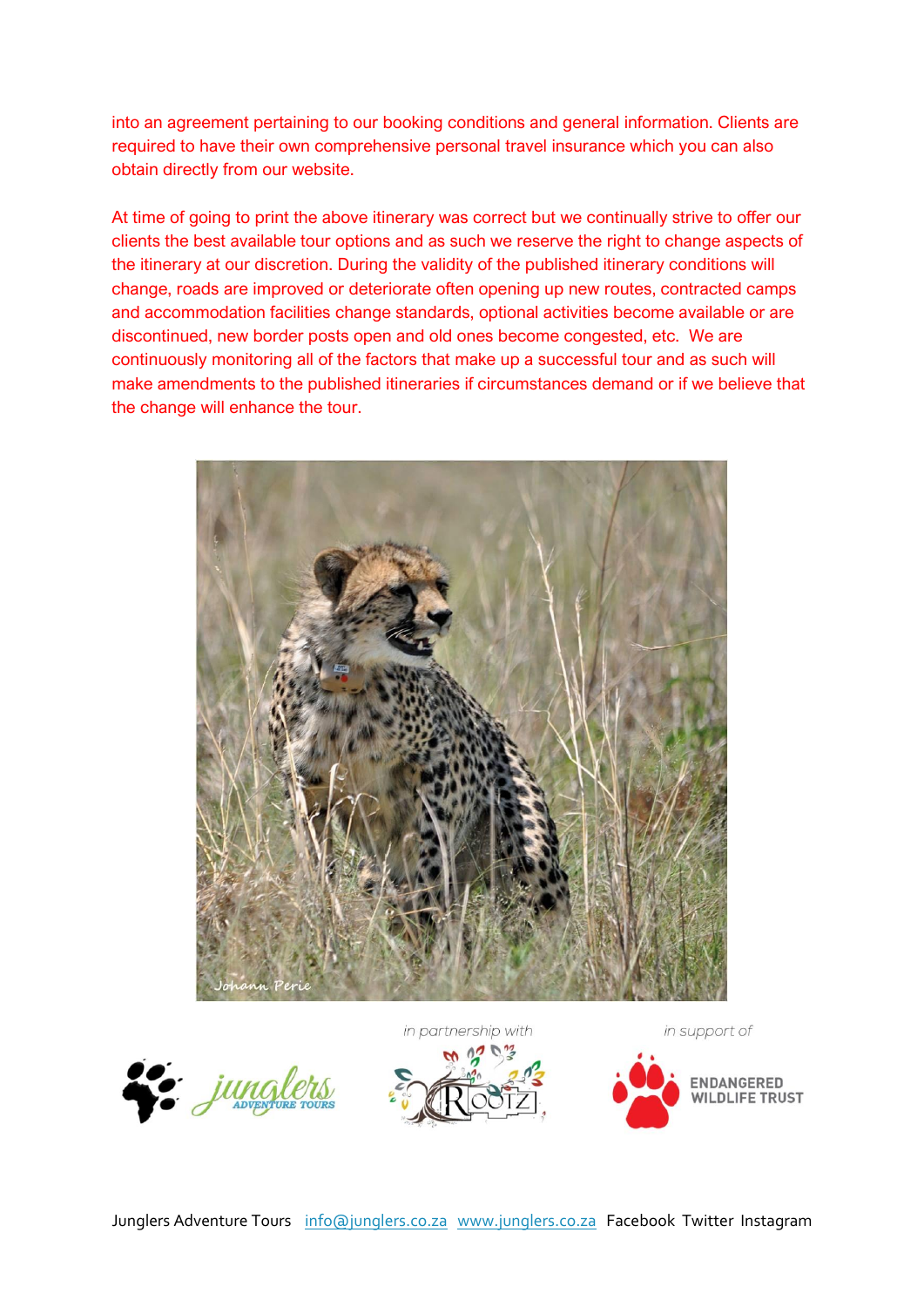into an agreement pertaining to our booking conditions and general information. Clients are required to have their own comprehensive personal travel insurance which you can also obtain directly from our website.

At time of going to print the above itinerary was correct but we continually strive to offer our clients the best available tour options and as such we reserve the right to change aspects of the itinerary at our discretion. During the validity of the published itinerary conditions will change, roads are improved or deteriorate often opening up new routes, contracted camps and accommodation facilities change standards, optional activities become available or are discontinued, new border posts open and old ones become congested, etc. We are continuously monitoring all of the factors that make up a successful tour and as such will make amendments to the published itineraries if circumstances demand or if we believe that the change will enhance the tour.

in partnership with

in support of

Junglers Adventure Tours info@junglers.co.za www.junglers.co.za Facebook Twitter Instagram